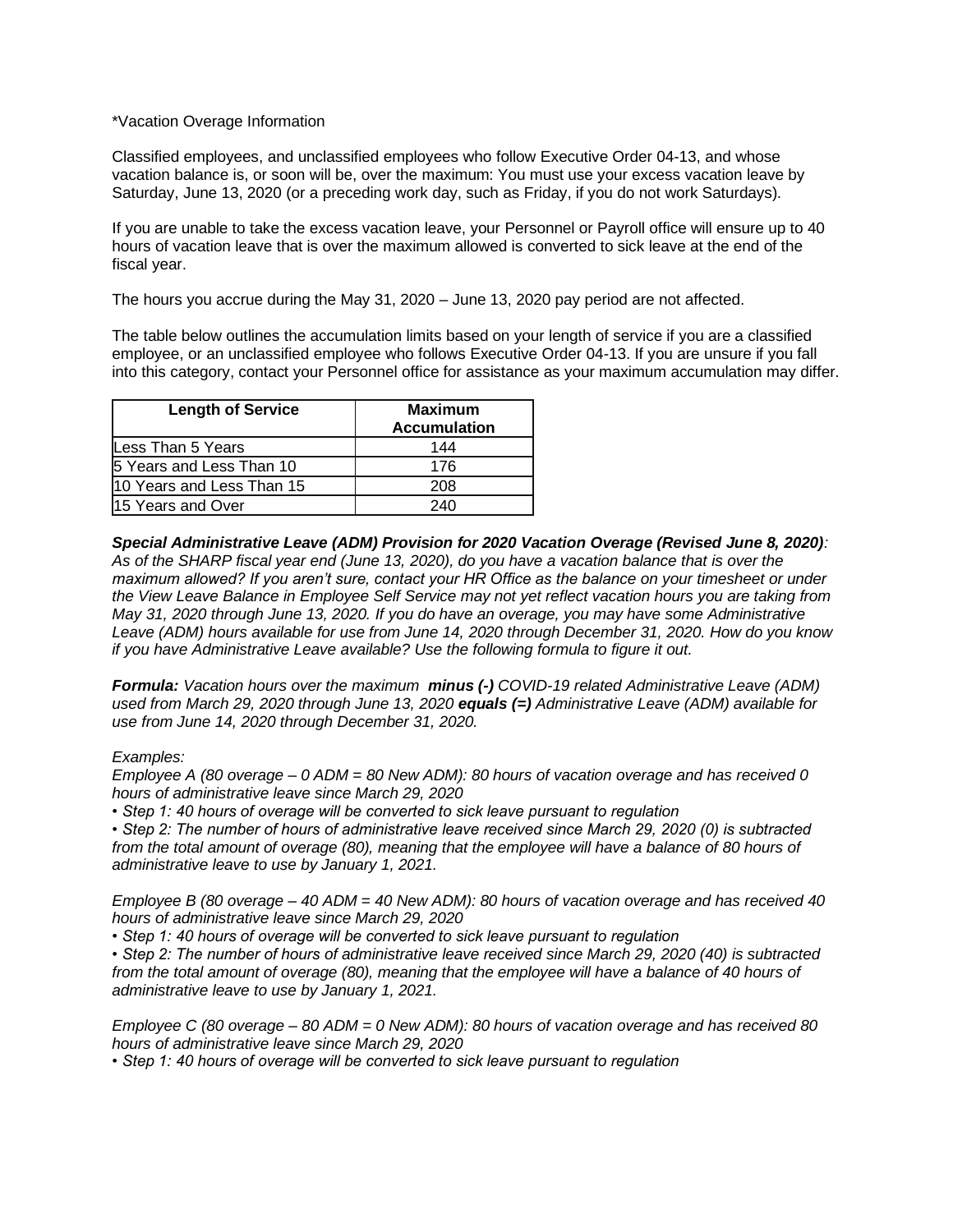*Vacation Overage Information

Classified employees, and unclassified employees who follow Executive Order 04-13, and whose vacation balance is, or soon will be, over the maximum: You must use your excess vacation leave by Saturday, June 13, 2020 (or a preceding work day, such as Friday, if you do not work Saturdays).

If you are unable to take the excess vacation leave, your Personnel or Payroll office will ensure up to 40 hours of vacation leave that is over the maximum allowed is converted to sick leave at the end of the fiscal year.

The hours you accrue during the May 31, 2020 – June 13, 2020 pay period are not affected.

The table below outlines the accumulation limits based on your length of service if you are a classified employee, or an unclassified employee who follows Executive Order 04-13. If you are unsure if you fall into this category, contact your Personnel office for assistance as your maximum accumulation may differ.

| Length of Service | Maximum Accumulation |
|---|---|
| Less Than 5 Years | 144 |
| 5 Years and Less Than 10 | 176 |
| 10 Years and Less Than 15 | 208 |
| 15 Years and Over | 240 |

***Special Administrative Leave (ADM) Provision for 2020 Vacation Overage (Revised June 8, 2020)**: As of the SHARP fiscal year end (June 13, 2020), do you have a vacation balance that is over the maximum allowed? If you aren't sure, contact your HR Office as the balance on your timesheet or under the View Leave Balance in Employee Self Service may not yet reflect vacation hours you are taking from May 31, 2020 through June 13, 2020. If you do have an overage, you may have some Administrative Leave (ADM) hours available for use from June 14, 2020 through December 31, 2020. How do you know if you have Administrative Leave available? Use the following formula to figure it out.*

***Formula:** Vacation hours over the maximum **minus (-)** COVID-19 related Administrative Leave (ADM) used from March 29, 2020 through June 13, 2020 **equals (=)** Administrative Leave (ADM) available for use from June 14, 2020 through December 31, 2020.*

*Examples:*

*Employee A (80 overage – 0 ADM = 80 New ADM): 80 hours of vacation overage and has received 0 hours of administrative leave since March 29, 2020*

- *Step 1: 40 hours of overage will be converted to sick leave pursuant to regulation*
- *Step 2: The number of hours of administrative leave received since March 29, 2020 (0) is subtracted from the total amount of overage (80), meaning that the employee will have a balance of 80 hours of administrative leave to use by January 1, 2021.*

*Employee B (80 overage – 40 ADM = 40 New ADM): 80 hours of vacation overage and has received 40 hours of administrative leave since March 29, 2020*

- *Step 1: 40 hours of overage will be converted to sick leave pursuant to regulation*
- *Step 2: The number of hours of administrative leave received since March 29, 2020 (40) is subtracted from the total amount of overage (80), meaning that the employee will have a balance of 40 hours of administrative leave to use by January 1, 2021.*

*Employee C (80 overage – 80 ADM = 0 New ADM): 80 hours of vacation overage and has received 80 hours of administrative leave since March 29, 2020*

- *Step 1: 40 hours of overage will be converted to sick leave pursuant to regulation*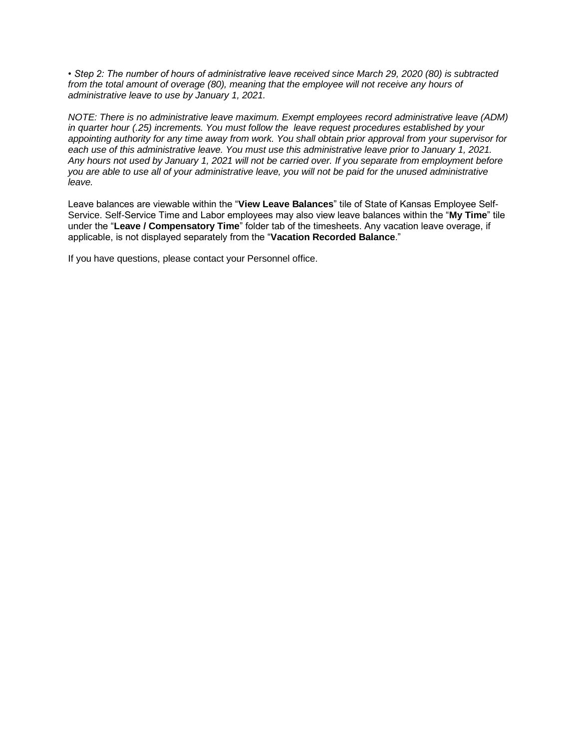*• Step 2: The number of hours of administrative leave received since March 29, 2020 (80) is subtracted from the total amount of overage (80), meaning that the employee will not receive any hours of administrative leave to use by January 1, 2021.*

*NOTE: There is no administrative leave maximum. Exempt employees record administrative leave (ADM) in quarter hour (.25) increments. You must follow the leave request procedures established by your appointing authority for any time away from work. You shall obtain prior approval from your supervisor for each use of this administrative leave. You must use this administrative leave prior to January 1, 2021. Any hours not used by January 1, 2021 will not be carried over. If you separate from employment before you are able to use all of your administrative leave, you will not be paid for the unused administrative leave.*

Leave balances are viewable within the "**View Leave Balances**" tile of State of Kansas Employee Self-Service. Self-Service Time and Labor employees may also view leave balances within the "**My Time**" tile under the "**Leave / Compensatory Time**" folder tab of the timesheets. Any vacation leave overage, if applicable, is not displayed separately from the "**Vacation Recorded Balance**."

If you have questions, please contact your Personnel office.